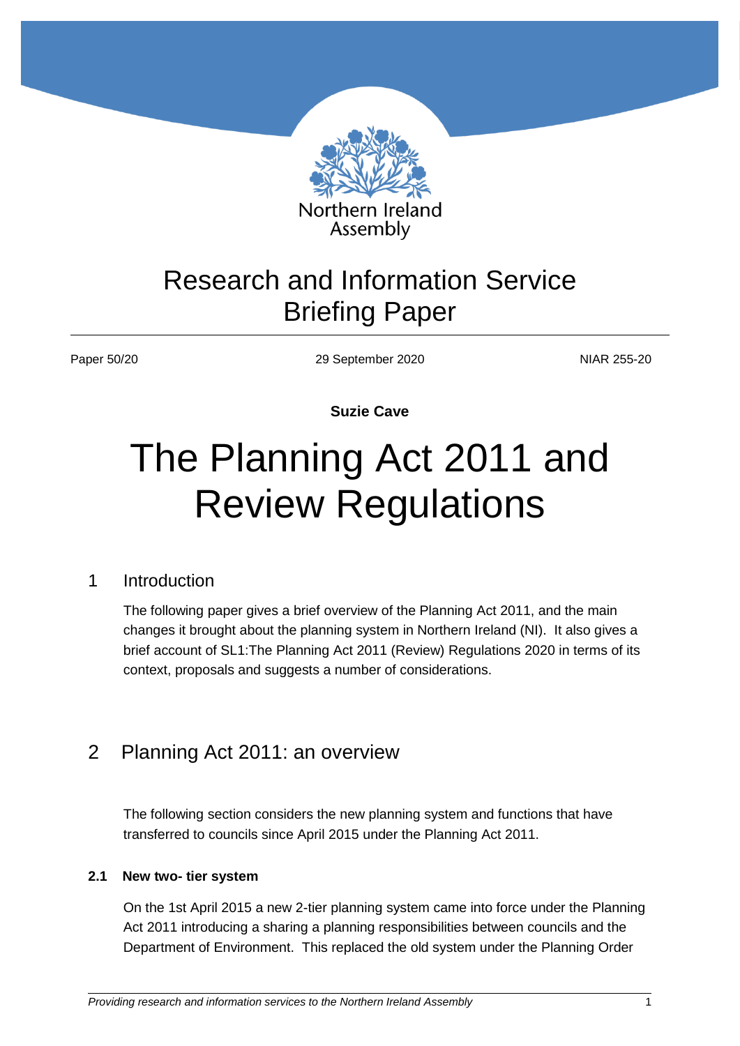Northern Ireland Assembly

Research and Information Service Briefing Paper

Paper 50/20 | 29 September 2020 | NIAR 255-20

**Suzie Cave**

# The Planning Act 2011 and Review Regulations

## 1 Introduction

The following paper gives a brief overview of the Planning Act 2011, and the main changes it brought about the planning system in Northern Ireland (NI). It also gives a brief account of SL1:The Planning Act 2011 (Review) Regulations 2020 in terms of its context, proposals and suggests a number of considerations.

## 2 Planning Act 2011: an overview

The following section considers the new planning system and functions that have transferred to councils since April 2015 under the Planning Act 2011.

### 2.1 New two- tier system

On the 1st April 2015 a new 2-tier planning system came into force under the Planning Act 2011 introducing a sharing a planning responsibilities between councils and the Department of Environment. This replaced the old system under the Planning Order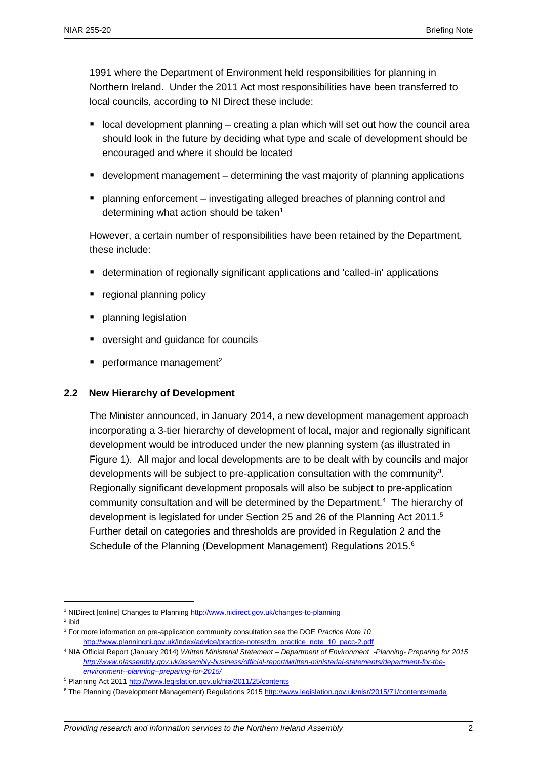1991 where the Department of Environment held responsibilities for planning in Northern Ireland. Under the 2011 Act most responsibilities have been transferred to local councils, according to NI Direct these include:

- local development planning – creating a plan which will set out how the council area should look in the future by deciding what type and scale of development should be encouraged and where it should be located
- development management – determining the vast majority of planning applications
- planning enforcement – investigating alleged breaches of planning control and determining what action should be taken[1]

However, a certain number of responsibilities have been retained by the Department, these include:

- determination of regionally significant applications and 'called-in' applications
- regional planning policy
- planning legislation
- oversight and guidance for councils
- performance management[2]

### 2.2 New Hierarchy of Development

The Minister announced, in January 2014, a new development management approach incorporating a 3-tier hierarchy of development of local, major and regionally significant development would be introduced under the new planning system (as illustrated in Figure 1). All major and local developments are to be dealt with by councils and major developments will be subject to pre-application consultation with the community[3]. Regionally significant development proposals will also be subject to pre-application community consultation and will be determined by the Department.[4] The hierarchy of development is legislated for under Section 25 and 26 of the Planning Act 2011.[5] Further detail on categories and thresholds are provided in Regulation 2 and the Schedule of the Planning (Development Management) Regulations 2015.[6]

---

[1] NIDirect [online] Changes to Planning http://www.nidirect.gov.uk/changes-to-planning

[2] ibid

[3] For more information on pre-application community consultation see the DOE *Practice Note 10* http://www.planningni.gov.uk/index/advice/practice-notes/dm_practice_note_10_pacc-2.pdf

[4] NIA Official Report (January 2014) *Written Ministerial Statement – Department of Environment -Planning- Preparing for 2015* *http://www.niassembly.gov.uk/assembly-business/official-report/written-ministerial-statements/department-for-the-environment--planning--preparing-for-2015/*

[5] Planning Act 2011 http://www.legislation.gov.uk/nia/2011/25/contents

[6] The Planning (Development Management) Regulations 2015 http://www.legislation.gov.uk/nisr/2015/71/contents/made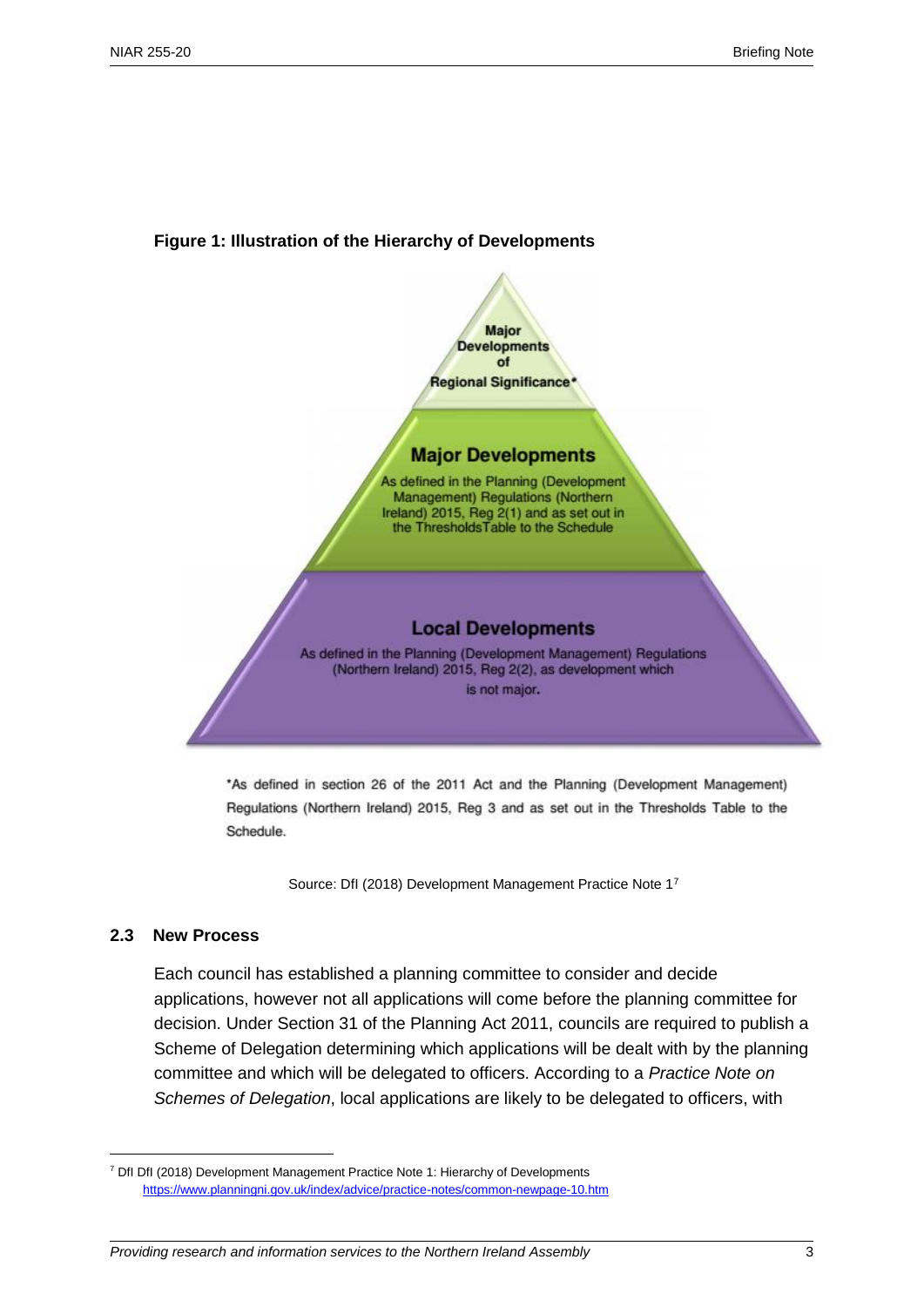**Figure 1: Illustration of the Hierarchy of Developments**

Major Developments of Regional Significance*

Major Developments

As defined in the Planning (Development Management) Regulations (Northern Ireland) 2015, Reg 2(1) and as set out in the ThresholdsTable to the Schedule

Local Developments

As defined in the Planning (Development Management) Regulations (Northern Ireland) 2015, Reg 2(2), as development which is not major.

*As defined in section 26 of the 2011 Act and the Planning (Development Management) Regulations (Northern Ireland) 2015, Reg 3 and as set out in the Thresholds Table to the Schedule.

Source: DfI (2018) Development Management Practice Note 1[7]

### 2.3 New Process

Each council has established a planning committee to consider and decide applications, however not all applications will come before the planning committee for decision. Under Section 31 of the Planning Act 2011, councils are required to publish a Scheme of Delegation determining which applications will be dealt with by the planning committee and which will be delegated to officers. According to a *Practice Note on Schemes of Delegation*, local applications are likely to be delegated to officers, with

[7] DfI DfI (2018) Development Management Practice Note 1: Hierarchy of Developments https://www.planningni.gov.uk/index/advice/practice-notes/common-newpage-10.htm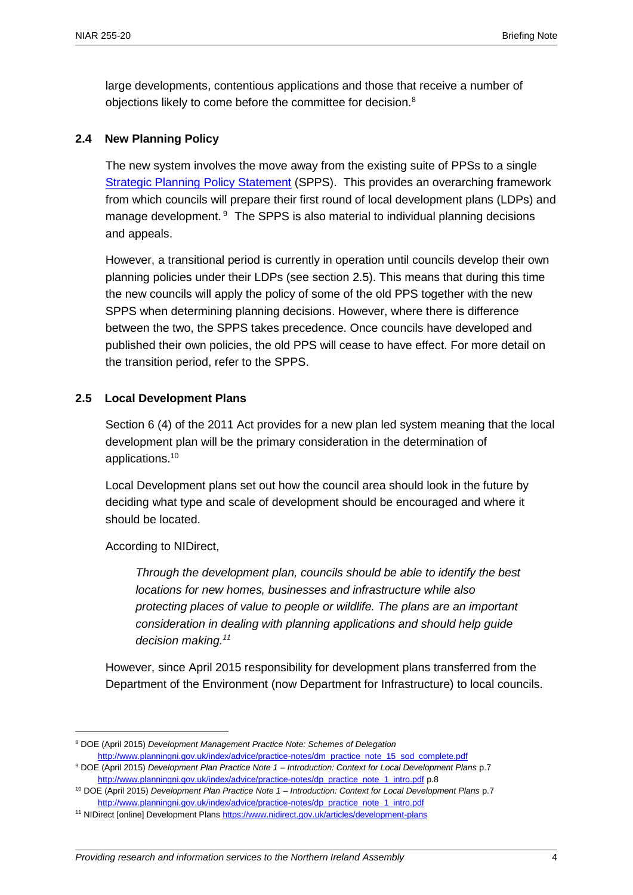large developments, contentious applications and those that receive a number of objections likely to come before the committee for decision.[8]

### 2.4 New Planning Policy

The new system involves the move away from the existing suite of PPSs to a single [Strategic Planning Policy Statement](#) (SPPS). This provides an overarching framework from which councils will prepare their first round of local development plans (LDPs) and manage development.[9] The SPPS is also material to individual planning decisions and appeals.

However, a transitional period is currently in operation until councils develop their own planning policies under their LDPs (see section 2.5). This means that during this time the new councils will apply the policy of some of the old PPS together with the new SPPS when determining planning decisions. However, where there is difference between the two, the SPPS takes precedence. Once councils have developed and published their own policies, the old PPS will cease to have effect. For more detail on the transition period, refer to the SPPS.

### 2.5 Local Development Plans

Section 6 (4) of the 2011 Act provides for a new plan led system meaning that the local development plan will be the primary consideration in the determination of applications.[10]

Local Development plans set out how the council area should look in the future by deciding what type and scale of development should be encouraged and where it should be located.

According to NIDirect,

> *Through the development plan, councils should be able to identify the best locations for new homes, businesses and infrastructure while also protecting places of value to people or wildlife. The plans are an important consideration in dealing with planning applications and should help guide decision making.*[11]

However, since April 2015 responsibility for development plans transferred from the Department of the Environment (now Department for Infrastructure) to local councils.

---

[8] DOE (April 2015) *Development Management Practice Note: Schemes of Delegation* http://www.planningni.gov.uk/index/advice/practice-notes/dm_practice_note_15_sod_complete.pdf

[9] DOE (April 2015) *Development Plan Practice Note 1 – Introduction: Context for Local Development Plans* p.7 http://www.planningni.gov.uk/index/advice/practice-notes/dp_practice_note_1_intro.pdf p.8

[10] DOE (April 2015) *Development Plan Practice Note 1 – Introduction: Context for Local Development Plans* p.7 http://www.planningni.gov.uk/index/advice/practice-notes/dp_practice_note_1_intro.pdf

[11] NIDirect [online] Development Plans https://www.nidirect.gov.uk/articles/development-plans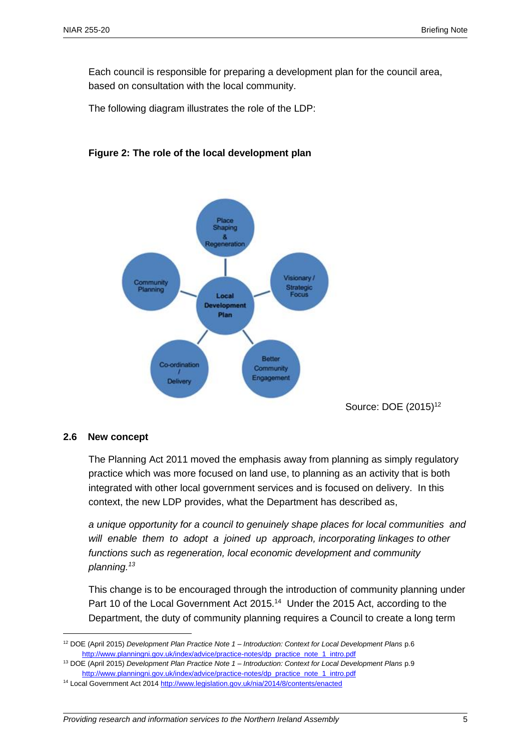Each council is responsible for preparing a development plan for the council area, based on consultation with the local community.

The following diagram illustrates the role of the LDP:

**Figure 2: The role of the local development plan**

Place Shaping & Regeneration

Community Planning

Local Development Plan

Visionary / Strategic Focus

Co-ordination / Delivery

Better Community Engagement

Source: DOE (2015)[12]

## 2.6 New concept

The Planning Act 2011 moved the emphasis away from planning as simply regulatory practice which was more focused on land use, to planning as an activity that is both integrated with other local government services and is focused on delivery. In this context, the new LDP provides, what the Department has described as,

*a unique opportunity for a council to genuinely shape places for local communities and will enable them to adopt a joined up approach, incorporating linkages to other functions such as regeneration, local economic development and community planning.*[13]

This change is to be encouraged through the introduction of community planning under Part 10 of the Local Government Act 2015.[14] Under the 2015 Act, according to the Department, the duty of community planning requires a Council to create a long term

---

[12] DOE (April 2015) *Development Plan Practice Note 1 – Introduction: Context for Local Development Plans* p.6 http://www.planningni.gov.uk/index/advice/practice-notes/dp_practice_note_1_intro.pdf

[13] DOE (April 2015) *Development Plan Practice Note 1 – Introduction: Context for Local Development Plans* p.9 http://www.planningni.gov.uk/index/advice/practice-notes/dp_practice_note_1_intro.pdf

[14] Local Government Act 2014 http://www.legislation.gov.uk/nia/2014/8/contents/enacted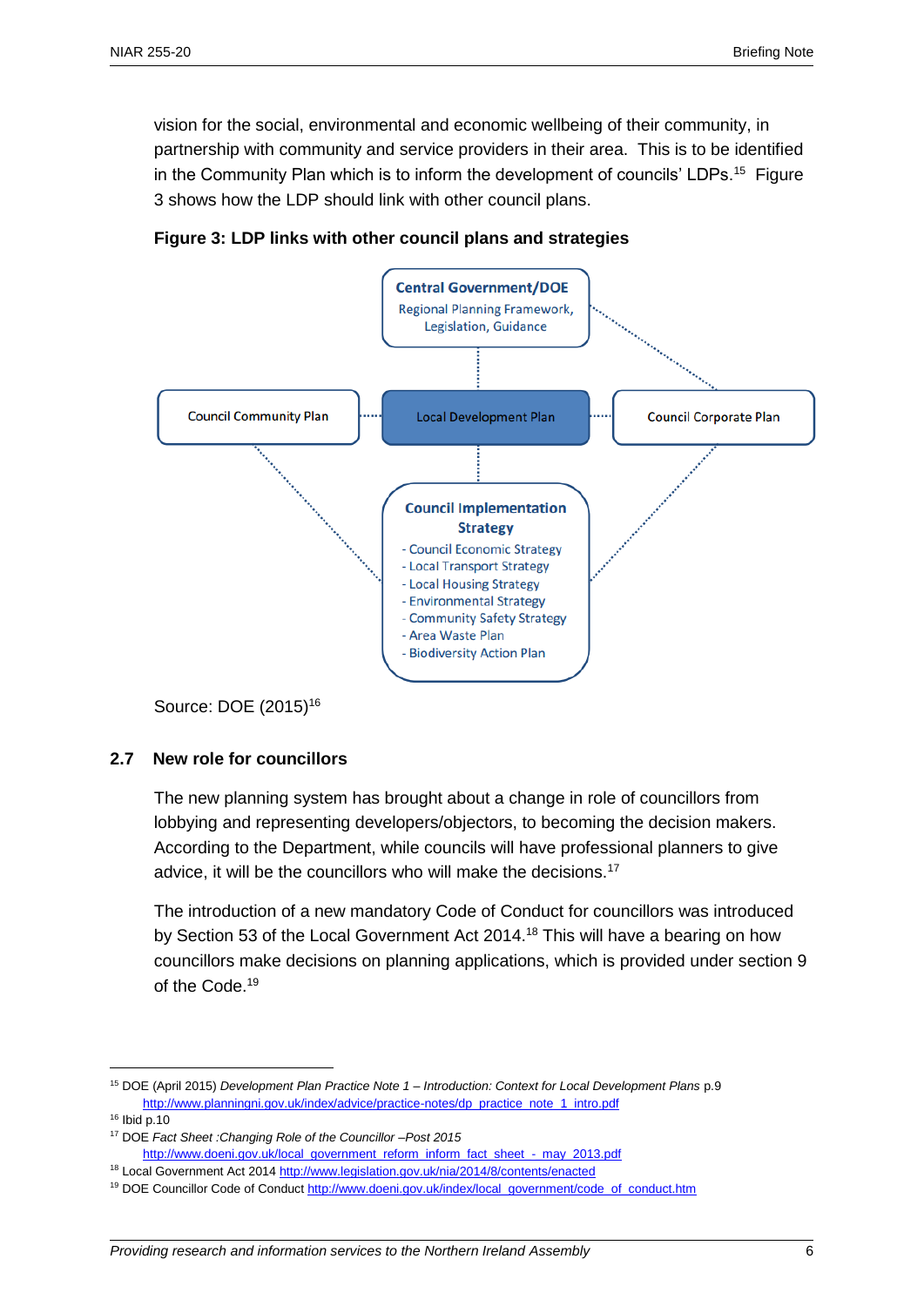vision for the social, environmental and economic wellbeing of their community, in partnership with community and service providers in their area. This is to be identified in the Community Plan which is to inform the development of councils' LDPs.[15] Figure 3 shows how the LDP should link with other council plans.

**Figure 3: LDP links with other council plans and strategies**

Central Government/DOE
Regional Planning Framework, Legislation, Guidance

Council Community Plan

Local Development Plan

Council Corporate Plan

Council Implementation Strategy
- Council Economic Strategy
- Local Transport Strategy
- Local Housing Strategy
- Environmental Strategy
- Community Safety Strategy
- Area Waste Plan
- Biodiversity Action Plan

Source: DOE (2015)[16]

## 2.7 New role for councillors

The new planning system has brought about a change in role of councillors from lobbying and representing developers/objectors, to becoming the decision makers. According to the Department, while councils will have professional planners to give advice, it will be the councillors who will make the decisions.[17]

The introduction of a new mandatory Code of Conduct for councillors was introduced by Section 53 of the Local Government Act 2014.[18] This will have a bearing on how councillors make decisions on planning applications, which is provided under section 9 of the Code.[19]

---

[15] DOE (April 2015) *Development Plan Practice Note 1 – Introduction: Context for Local Development Plans* p.9 http://www.planningni.gov.uk/index/advice/practice-notes/dp_practice_note_1_intro.pdf

[16] Ibid p.10

[17] DOE *Fact Sheet :Changing Role of the Councillor –Post 2015* http://www.doeni.gov.uk/local_government_reform_inform_fact_sheet_-_may_2013.pdf

[18] Local Government Act 2014 http://www.legislation.gov.uk/nia/2014/8/contents/enacted

[19] DOE Councillor Code of Conduct http://www.doeni.gov.uk/index/local_government/code_of_conduct.htm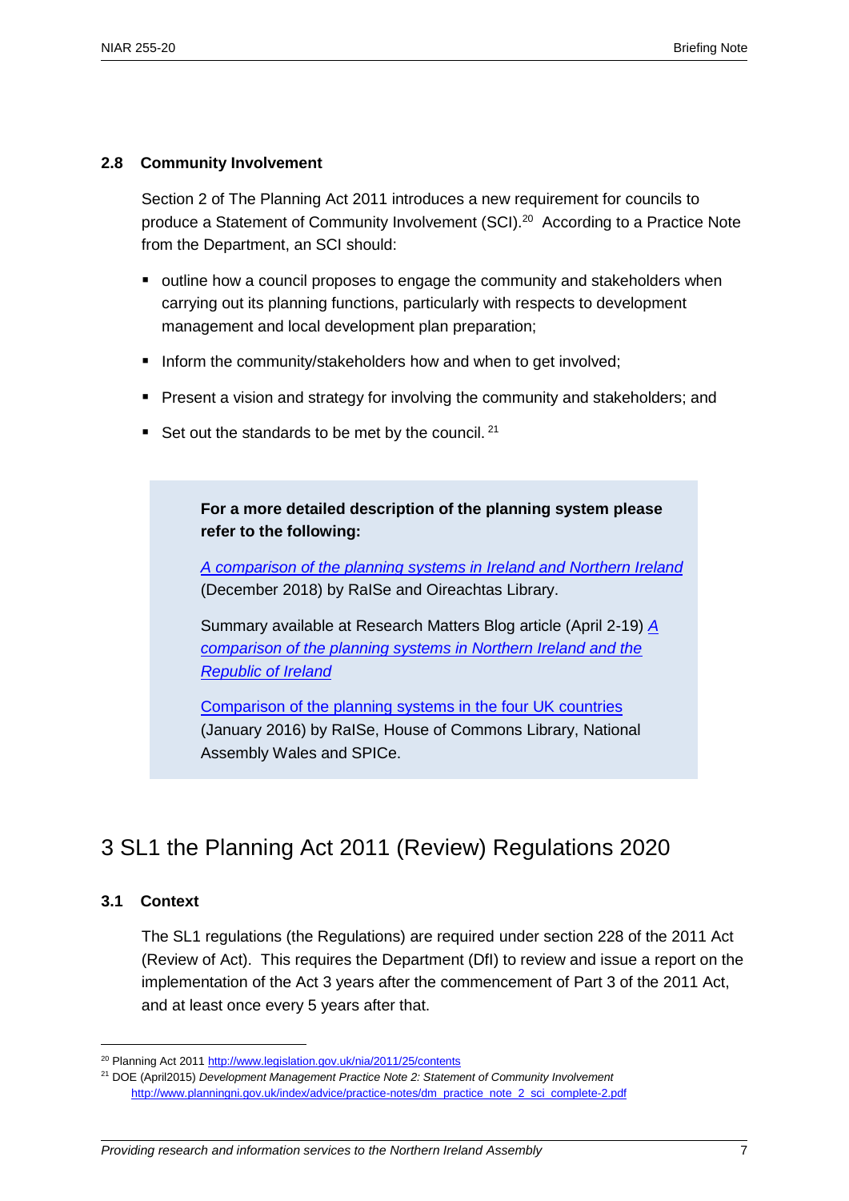### 2.8 Community Involvement

Section 2 of The Planning Act 2011 introduces a new requirement for councils to produce a Statement of Community Involvement (SCI).[20] According to a Practice Note from the Department, an SCI should:

- outline how a council proposes to engage the community and stakeholders when carrying out its planning functions, particularly with respects to development management and local development plan preparation;
- Inform the community/stakeholders how and when to get involved;
- Present a vision and strategy for involving the community and stakeholders; and
- Set out the standards to be met by the council. [21]

> **For a more detailed description of the planning system please refer to the following:**
>
> *A comparison of the planning systems in Ireland and Northern Ireland* (December 2018) by RaISe and Oireachtas Library.
>
> Summary available at Research Matters Blog article (April 2-19) *A comparison of the planning systems in Northern Ireland and the Republic of Ireland*
>
> Comparison of the planning systems in the four UK countries (January 2016) by RaISe, House of Commons Library, National Assembly Wales and SPICe.

## 3 SL1 the Planning Act 2011 (Review) Regulations 2020

### 3.1 Context

The SL1 regulations (the Regulations) are required under section 228 of the 2011 Act (Review of Act). This requires the Department (DfI) to review and issue a report on the implementation of the Act 3 years after the commencement of Part 3 of the 2011 Act, and at least once every 5 years after that.

---

[20] Planning Act 2011 http://www.legislation.gov.uk/nia/2011/25/contents

[21] DOE (April2015) *Development Management Practice Note 2: Statement of Community Involvement* http://www.planningni.gov.uk/index/advice/practice-notes/dm_practice_note_2_sci_complete-2.pdf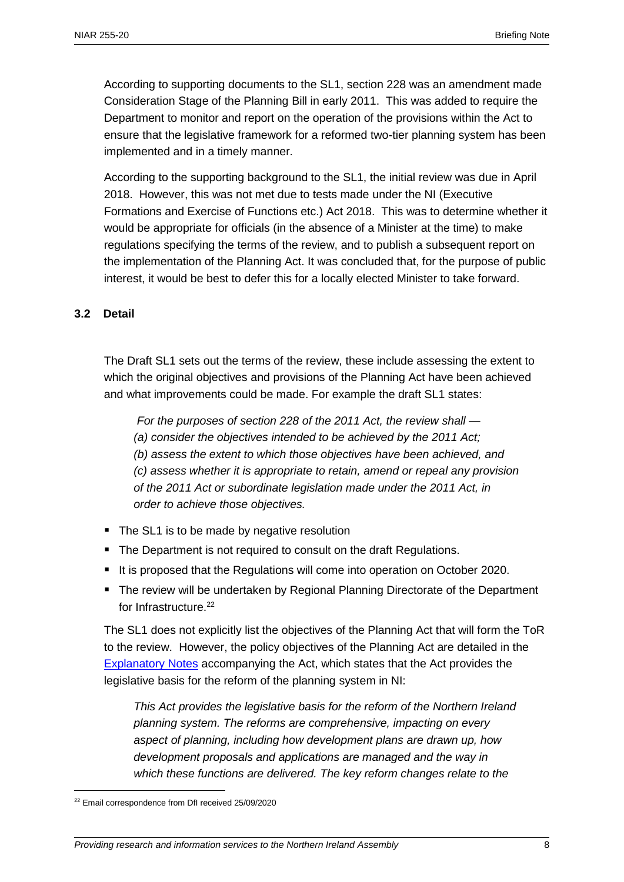According to supporting documents to the SL1, section 228 was an amendment made Consideration Stage of the Planning Bill in early 2011. This was added to require the Department to monitor and report on the operation of the provisions within the Act to ensure that the legislative framework for a reformed two-tier planning system has been implemented and in a timely manner.

According to the supporting background to the SL1, the initial review was due in April 2018. However, this was not met due to tests made under the NI (Executive Formations and Exercise of Functions etc.) Act 2018. This was to determine whether it would be appropriate for officials (in the absence of a Minister at the time) to make regulations specifying the terms of the review, and to publish a subsequent report on the implementation of the Planning Act. It was concluded that, for the purpose of public interest, it would be best to defer this for a locally elected Minister to take forward.

### 3.2 Detail

The Draft SL1 sets out the terms of the review, these include assessing the extent to which the original objectives and provisions of the Planning Act have been achieved and what improvements could be made. For example the draft SL1 states:

> *For the purposes of section 228 of the 2011 Act, the review shall —*
> *(a) consider the objectives intended to be achieved by the 2011 Act;*
> *(b) assess the extent to which those objectives have been achieved, and*
> *(c) assess whether it is appropriate to retain, amend or repeal any provision of the 2011 Act or subordinate legislation made under the 2011 Act, in order to achieve those objectives.*

- The SL1 is to be made by negative resolution
- The Department is not required to consult on the draft Regulations.
- It is proposed that the Regulations will come into operation on October 2020.
- The review will be undertaken by Regional Planning Directorate of the Department for Infrastructure.[22]

The SL1 does not explicitly list the objectives of the Planning Act that will form the ToR to the review. However, the policy objectives of the Planning Act are detailed in the [Explanatory Notes](#) accompanying the Act, which states that the Act provides the legislative basis for the reform of the planning system in NI:

> *This Act provides the legislative basis for the reform of the Northern Ireland planning system. The reforms are comprehensive, impacting on every aspect of planning, including how development plans are drawn up, how development proposals and applications are managed and the way in which these functions are delivered. The key reform changes relate to the*

[22] Email correspondence from DfI received 25/09/2020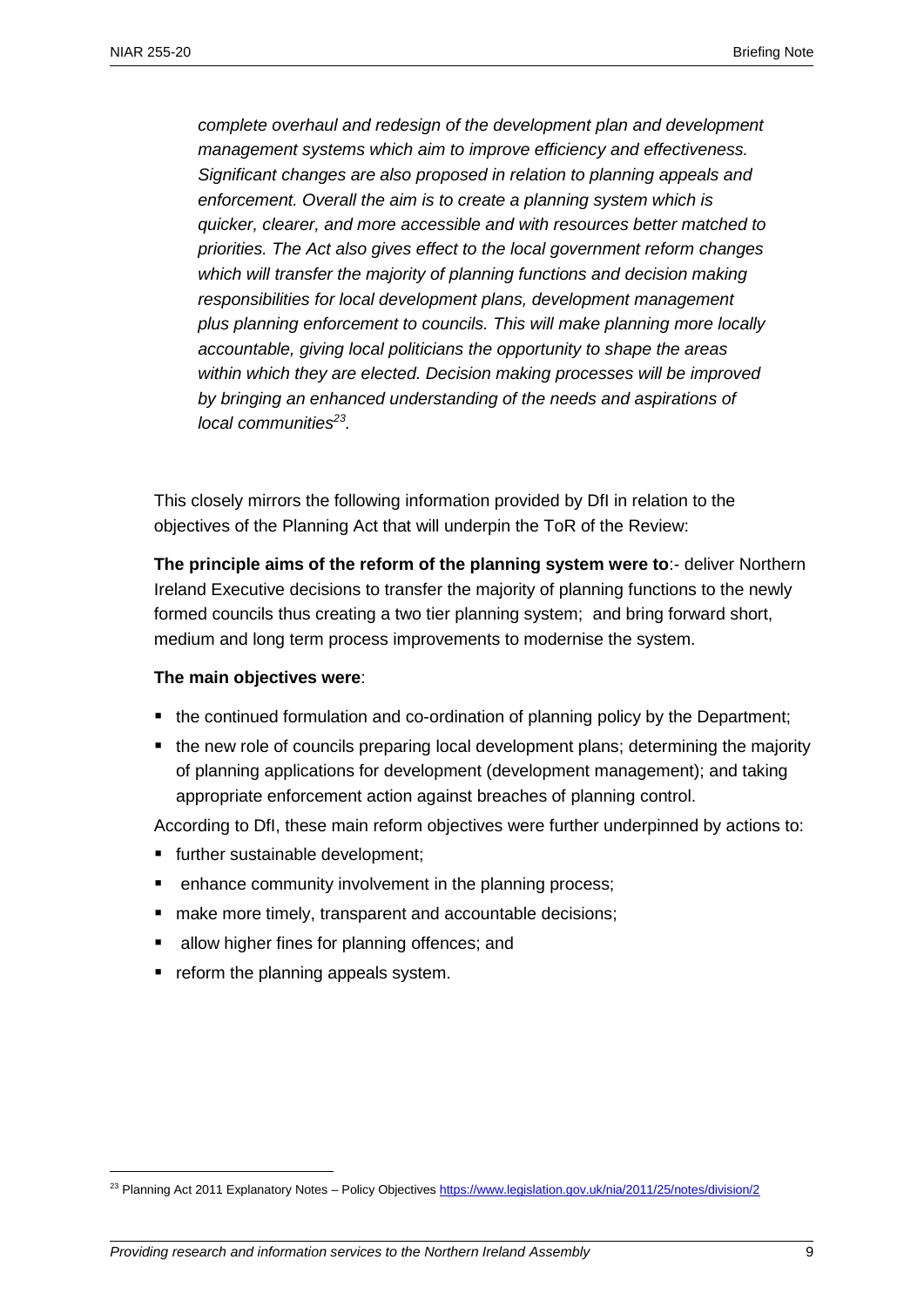*complete overhaul and redesign of the development plan and development management systems which aim to improve efficiency and effectiveness. Significant changes are also proposed in relation to planning appeals and enforcement. Overall the aim is to create a planning system which is quicker, clearer, and more accessible and with resources better matched to priorities. The Act also gives effect to the local government reform changes which will transfer the majority of planning functions and decision making responsibilities for local development plans, development management plus planning enforcement to councils. This will make planning more locally accountable, giving local politicians the opportunity to shape the areas within which they are elected. Decision making processes will be improved by bringing an enhanced understanding of the needs and aspirations of local communities*[23].

This closely mirrors the following information provided by DfI in relation to the objectives of the Planning Act that will underpin the ToR of the Review:

**The principle aims of the reform of the planning system were to**:- deliver Northern Ireland Executive decisions to transfer the majority of planning functions to the newly formed councils thus creating a two tier planning system; and bring forward short, medium and long term process improvements to modernise the system.

**The main objectives were**:

- the continued formulation and co-ordination of planning policy by the Department;
- the new role of councils preparing local development plans; determining the majority of planning applications for development (development management); and taking appropriate enforcement action against breaches of planning control.

According to DfI, these main reform objectives were further underpinned by actions to:

- further sustainable development;
- enhance community involvement in the planning process;
- make more timely, transparent and accountable decisions;
- allow higher fines for planning offences; and
- reform the planning appeals system.

[23] Planning Act 2011 Explanatory Notes – Policy Objectives https://www.legislation.gov.uk/nia/2011/25/notes/division/2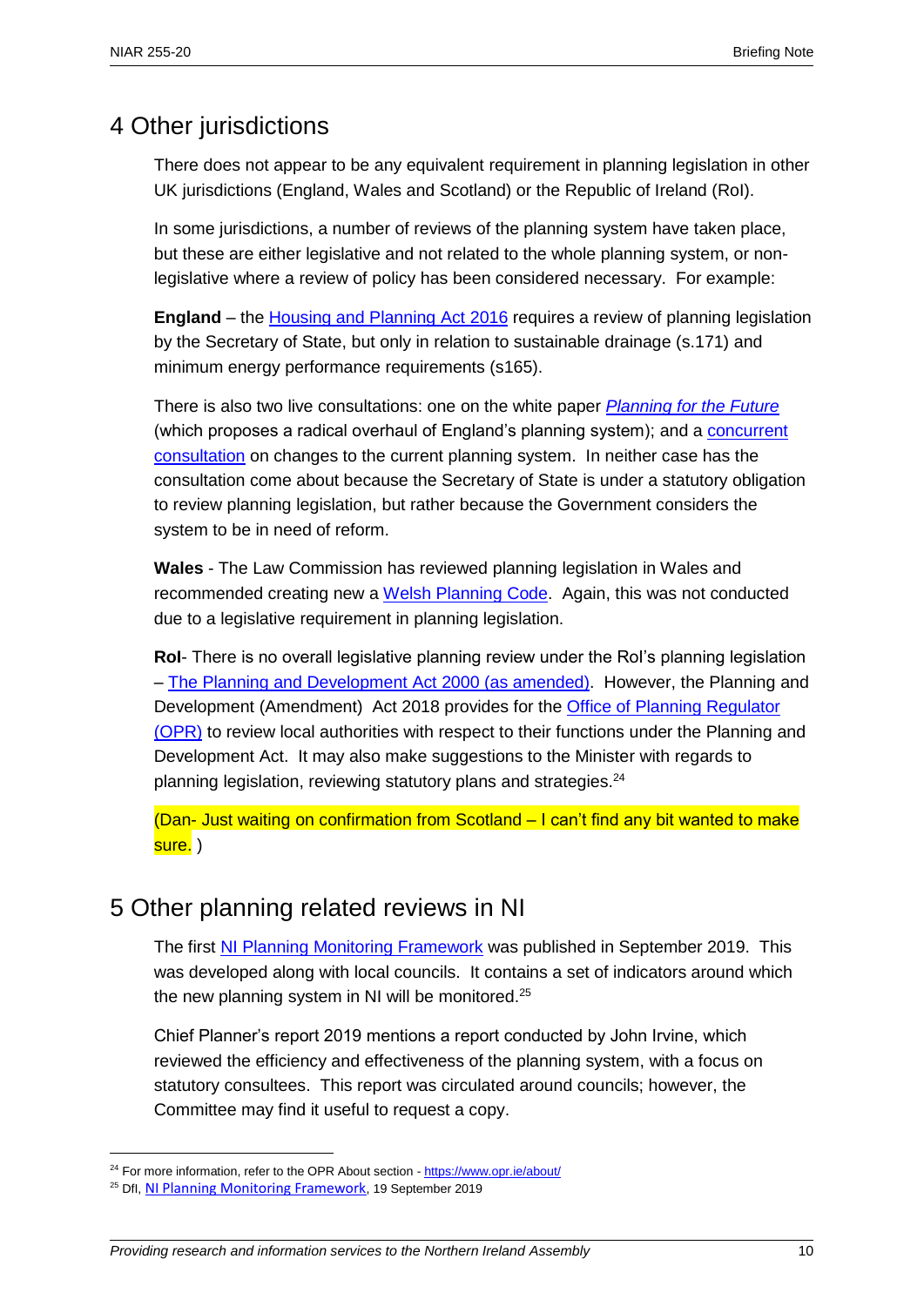## 4 Other jurisdictions

There does not appear to be any equivalent requirement in planning legislation in other UK jurisdictions (England, Wales and Scotland) or the Republic of Ireland (RoI).

In some jurisdictions, a number of reviews of the planning system have taken place, but these are either legislative and not related to the whole planning system, or non-legislative where a review of policy has been considered necessary. For example:

**England** – the Housing and Planning Act 2016 requires a review of planning legislation by the Secretary of State, but only in relation to sustainable drainage (s.171) and minimum energy performance requirements (s165).

There is also two live consultations: one on the white paper *Planning for the Future* (which proposes a radical overhaul of England's planning system); and a concurrent consultation on changes to the current planning system. In neither case has the consultation come about because the Secretary of State is under a statutory obligation to review planning legislation, but rather because the Government considers the system to be in need of reform.

**Wales** - The Law Commission has reviewed planning legislation in Wales and recommended creating new a Welsh Planning Code. Again, this was not conducted due to a legislative requirement in planning legislation.

**RoI**- There is no overall legislative planning review under the RoI's planning legislation – The Planning and Development Act 2000 (as amended). However, the Planning and Development (Amendment) Act 2018 provides for the Office of Planning Regulator (OPR) to review local authorities with respect to their functions under the Planning and Development Act. It may also make suggestions to the Minister with regards to planning legislation, reviewing statutory plans and strategies.[24]

(Dan- Just waiting on confirmation from Scotland – I can't find any bit wanted to make sure. )

## 5 Other planning related reviews in NI

The first NI Planning Monitoring Framework was published in September 2019. This was developed along with local councils. It contains a set of indicators around which the new planning system in NI will be monitored.[25]

Chief Planner's report 2019 mentions a report conducted by John Irvine, which reviewed the efficiency and effectiveness of the planning system, with a focus on statutory consultees. This report was circulated around councils; however, the Committee may find it useful to request a copy.

---

[24] For more information, refer to the OPR About section - https://www.opr.ie/about/

[25] DfI, NI Planning Monitoring Framework, 19 September 2019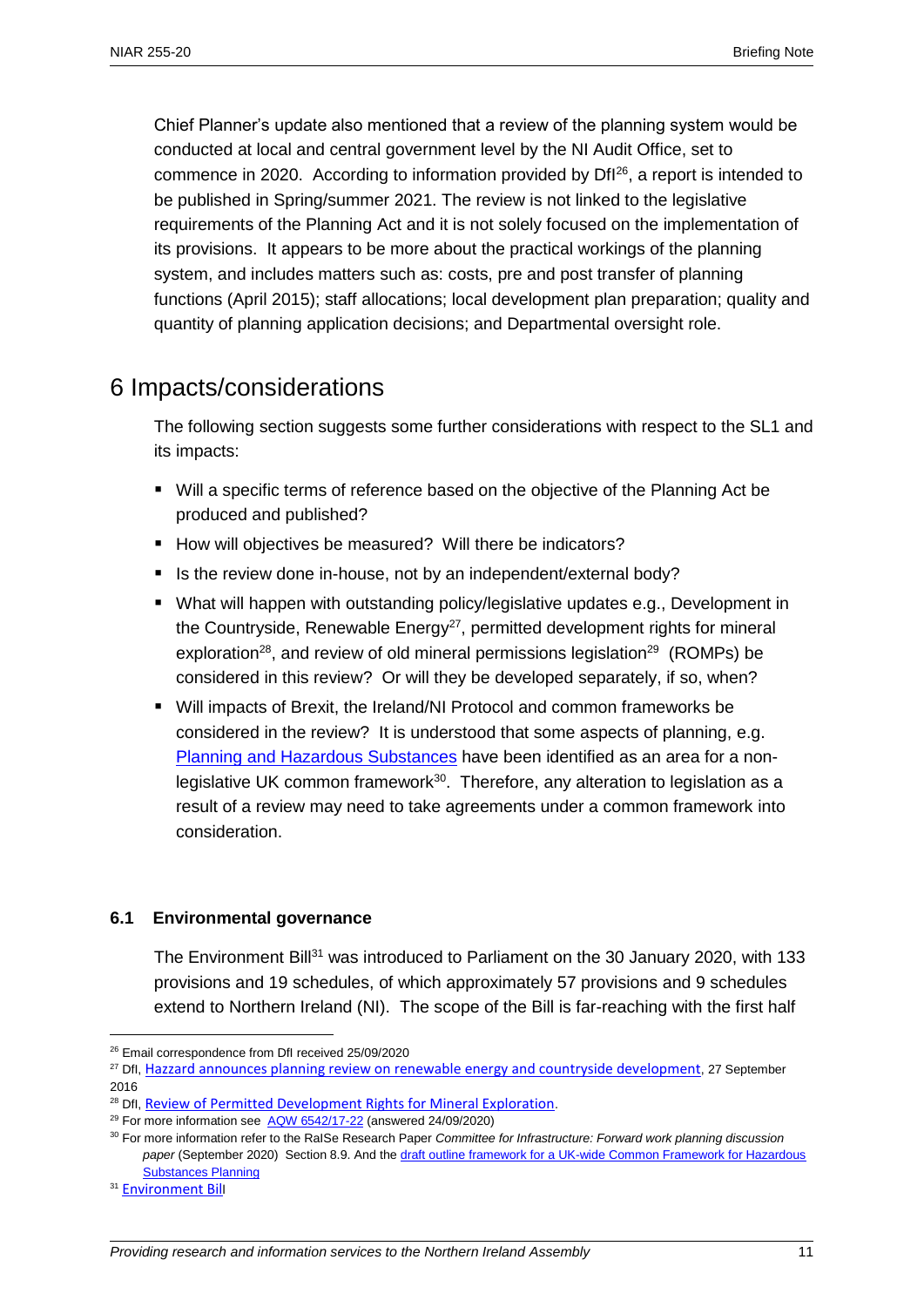Chief Planner's update also mentioned that a review of the planning system would be conducted at local and central government level by the NI Audit Office, set to commence in 2020. According to information provided by DfI[26], a report is intended to be published in Spring/summer 2021. The review is not linked to the legislative requirements of the Planning Act and it is not solely focused on the implementation of its provisions. It appears to be more about the practical workings of the planning system, and includes matters such as: costs, pre and post transfer of planning functions (April 2015); staff allocations; local development plan preparation; quality and quantity of planning application decisions; and Departmental oversight role.

# 6 Impacts/considerations

The following section suggests some further considerations with respect to the SL1 and its impacts:

- Will a specific terms of reference based on the objective of the Planning Act be produced and published?
- How will objectives be measured? Will there be indicators?
- Is the review done in-house, not by an independent/external body?
- What will happen with outstanding policy/legislative updates e.g., Development in the Countryside, Renewable Energy[27], permitted development rights for mineral exploration[28], and review of old mineral permissions legislation[29] (ROMPs) be considered in this review? Or will they be developed separately, if so, when?
- Will impacts of Brexit, the Ireland/NI Protocol and common frameworks be considered in the review? It is understood that some aspects of planning, e.g. Planning and Hazardous Substances have been identified as an area for a non-legislative UK common framework[30]. Therefore, any alteration to legislation as a result of a review may need to take agreements under a common framework into consideration.

### 6.1 Environmental governance

The Environment Bill[31] was introduced to Parliament on the 30 January 2020, with 133 provisions and 19 schedules, of which approximately 57 provisions and 9 schedules extend to Northern Ireland (NI). The scope of the Bill is far-reaching with the first half

---

[26] Email correspondence from DfI received 25/09/2020

[27] DfI, Hazzard announces planning review on renewable energy and countryside development, 27 September 2016

[28] DfI, Review of Permitted Development Rights for Mineral Exploration.

[29] For more information see AQW 6542/17-22 (answered 24/09/2020)

[30] For more information refer to the RaISe Research Paper *Committee for Infrastructure: Forward work planning discussion paper* (September 2020) Section 8.9. And the draft outline framework for a UK-wide Common Framework for Hazardous Substances Planning

[31] Environment Bill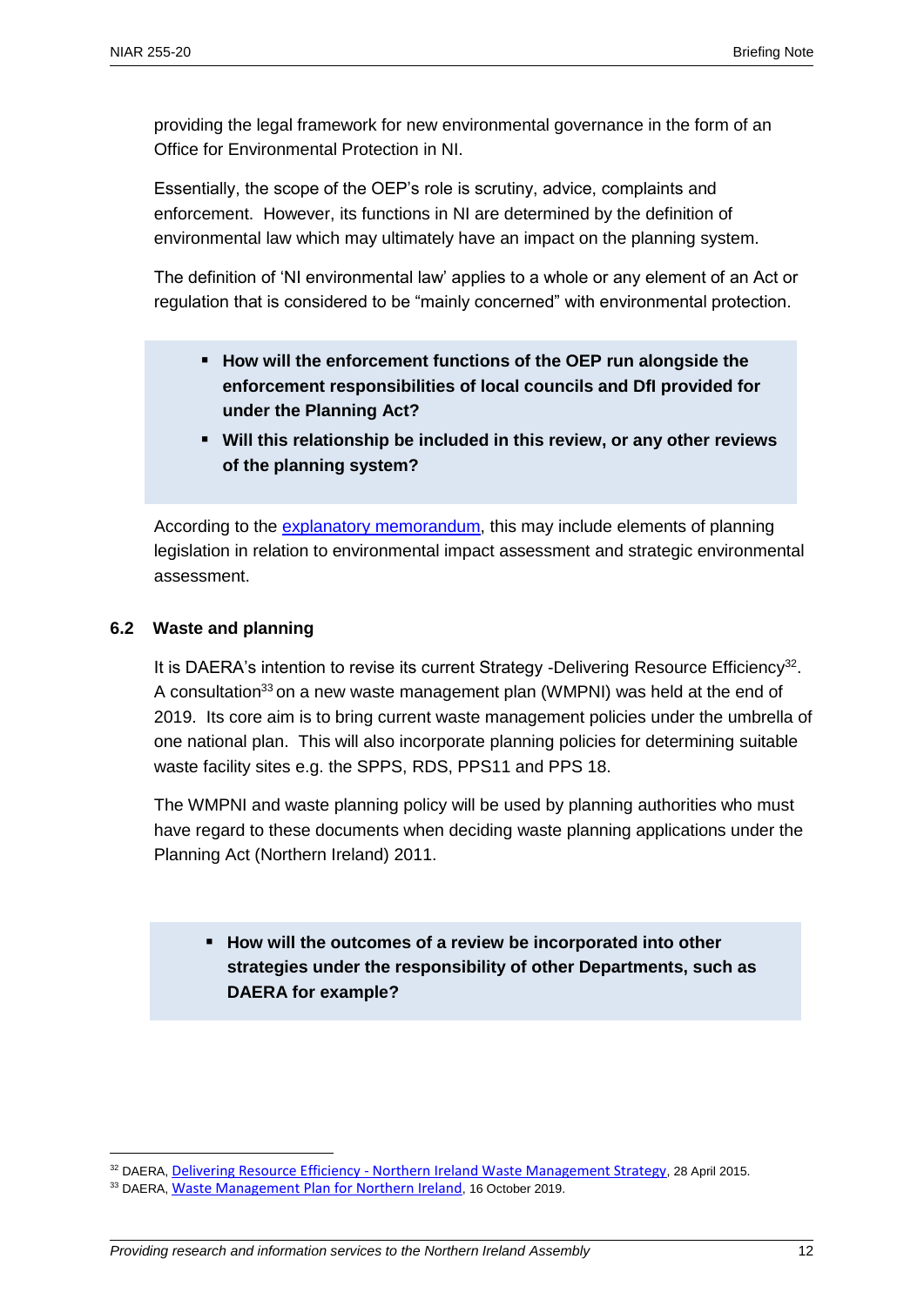providing the legal framework for new environmental governance in the form of an Office for Environmental Protection in NI.

Essentially, the scope of the OEP's role is scrutiny, advice, complaints and enforcement. However, its functions in NI are determined by the definition of environmental law which may ultimately have an impact on the planning system.

The definition of 'NI environmental law' applies to a whole or any element of an Act or regulation that is considered to be "mainly concerned" with environmental protection.

- **How will the enforcement functions of the OEP run alongside the enforcement responsibilities of local councils and DfI provided for under the Planning Act?**
- **Will this relationship be included in this review, or any other reviews of the planning system?**

According to the explanatory memorandum, this may include elements of planning legislation in relation to environmental impact assessment and strategic environmental assessment.

### 6.2 Waste and planning

It is DAERA's intention to revise its current Strategy -Delivering Resource Efficiency[32]. A consultation[33] on a new waste management plan (WMPNI) was held at the end of 2019. Its core aim is to bring current waste management policies under the umbrella of one national plan. This will also incorporate planning policies for determining suitable waste facility sites e.g. the SPPS, RDS, PPS11 and PPS 18.

The WMPNI and waste planning policy will be used by planning authorities who must have regard to these documents when deciding waste planning applications under the Planning Act (Northern Ireland) 2011.

- **How will the outcomes of a review be incorporated into other strategies under the responsibility of other Departments, such as DAERA for example?**

---

[32] DAERA, Delivering Resource Efficiency - Northern Ireland Waste Management Strategy, 28 April 2015.

[33] DAERA, Waste Management Plan for Northern Ireland, 16 October 2019.